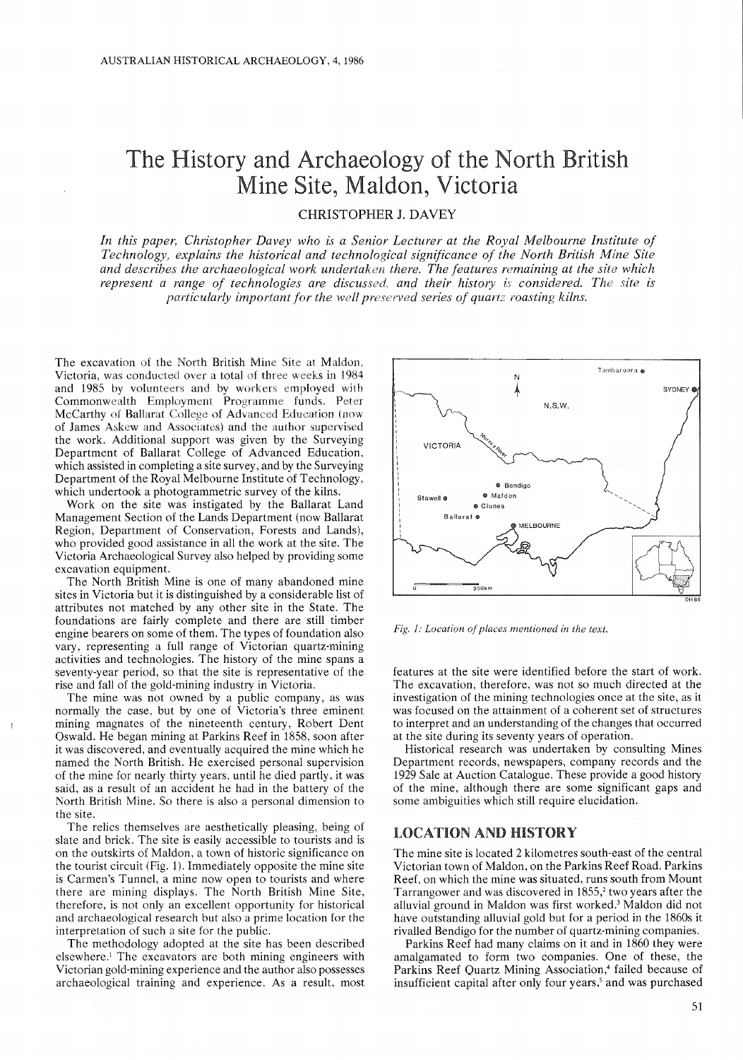# The History and Archaeology of the North British Mine Site, Maldon, Victoria

CHRISTOPHER J. DAVEY

*In this paper, Christopher Davey who is a Senior Lecturer at the Royal Melbourne Institute of Technology, explains the historical and technological significance of the North British Mine Site and describes the archaeological work undertaken there. The features remaining at the site which represent a range of technologies are discussed, and their history is considered. The site is particularly important for the well preserved series of quartz roasting kilns.*

The excavation of the North British Mine Site at Maldon, Victoria, was conducted over a total of three weeks in 1984 and 1985 by volunteers and by workers employed with Commonwealth Employment Programme funds. Peter McCarthy of Ballarat College of Advanced Education (now of James Askew and Associates) and the author supervised the work. Additional support was given by the Surveying Department of Ballarat College of Advanced Education, which assisted in completing a site survey, and by the Surveying Department of the Royal Melbourne Institute of Technology, which undertook a photogrammetric survey of the kilns.

Work on the site was instigated by the Ballarat Land Management Section of the Lands Department (now Ballarat Region, Department of Conservation, Forests and Lands), who provided good assistance in all the work at the site. The Victoria Archaeological Survey also helped by providing some excavation equipment.

The North British Mine is one of many abandoned mine sites in Victoria but it is distinguished by a considerable list of attributes not matched by any other site in the State. The foundations are fairly complete and there are still timber engine bearers on some of them. The types of foundation also vary, representing a full range of Victorian quartz-mining activities and technologies. The history of the mine spans a seventy-year period, so that the site is representative of the rise and fall of the gold-mining industry in Victoria.

The mine was not owned by a public company, as was normally the case, but by one of Victoria's three eminent mining magnates of the nineteenth century, Robert Dent Oswald. He began mining at Parkins Reef in 1858, soon after it was discovered, and eventually acquired the mine which he named the North British. He exercised personal supervision of the mine for nearly thirty years, until he died partly, it was said, as a result of an accident he had in the battery of the North British Mine. So there is also a personal dimension to the site.

The relics themselves are aesthetically pleasing, being of slate and brick. The site is easily accessible to tourists and is on the outskirts of Maldon, a town of historic significance on the tourist circuit (Fig. 1). Immediately opposite the mine site is Carmen's Tunnel, a mine now open to tourists and where there are mining displays. The North British Mine Site, therefore, is not only an excellent opportunity for historical and archaeological research but also a prime location for the interpretation of such a site for the public.

The methodology adopted at the site has been described elsewhere.[1] The excavators are both mining engineers with Victorian gold-mining experience and the author also possesses archaeological training and experience. As a result, most features at the site were identified before the start of work. The excavation, therefore, was not so much directed at the investigation of the mining technologies once at the site, as it was focused on the attainment of a coherent set of structures to interpret and an understanding of the changes that occurred at the site during its seventy years of operation.

Historical research was undertaken by consulting Mines Department records, newspapers, company records and the 1929 Sale at Auction Catalogue. These provide a good history of the mine, although there are some significant gaps and some ambiguities which still require elucidation.

Tambaroora
N
SYDNEY
N.S.W.
Murray River
VICTORIA
Bendigo
Stawell
Maldon
Clunes
Ballarat
MELBOURNE
0
200km
DH86

*Fig. 1: Location of places mentioned in the text.*

## LOCATION AND HISTORY

The mine site is located 2 kilometres south-east of the central Victorian town of Maldon, on the Parkins Reef Road. Parkins Reef, on which the mine was situated, runs south from Mount Tarrangower and was discovered in 1855,[2] two years after the alluvial ground in Maldon was first worked.[3] Maldon did not have outstanding alluvial gold but for a period in the 1860s it rivalled Bendigo for the number of quartz-mining companies.

Parkins Reef had many claims on it and in 1860 they were amalgamated to form two companies. One of these, the Parkins Reef Quartz Mining Association,[4] failed because of insufficient capital after only four years,[5] and was purchased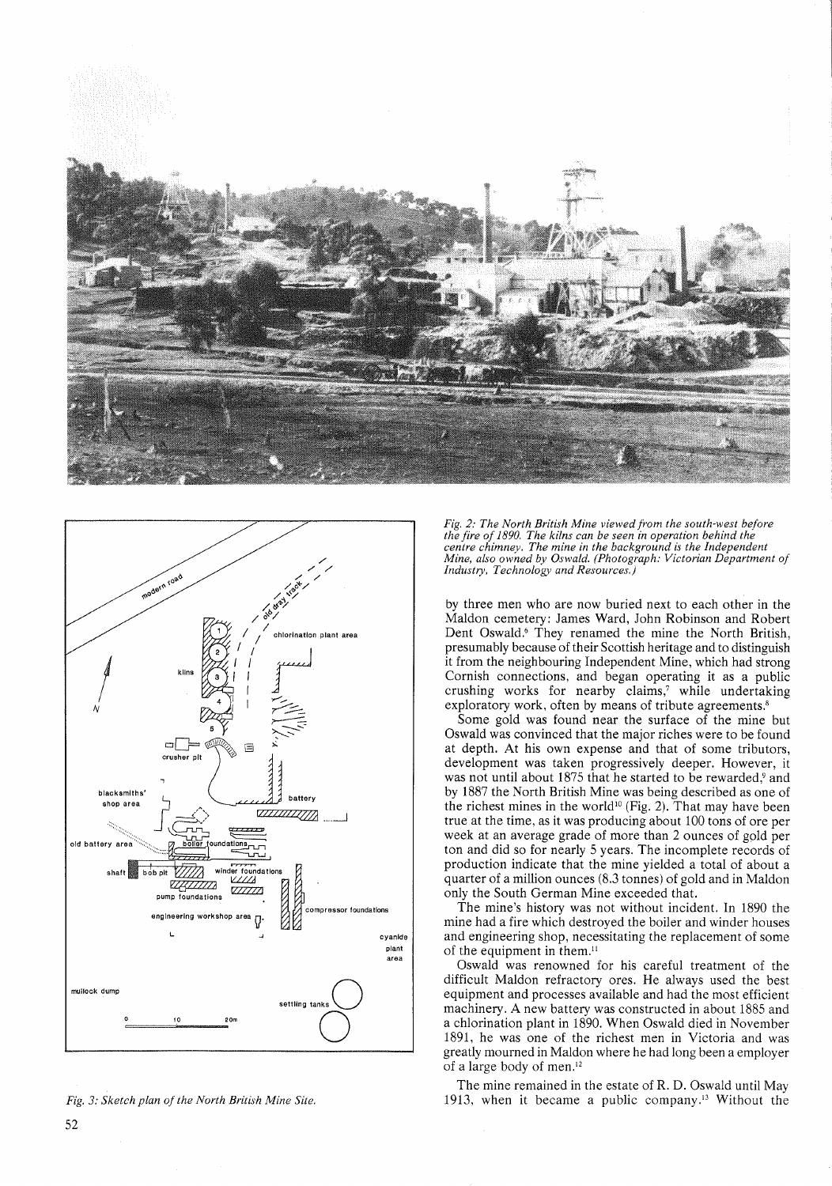*Fig. 2: The North British Mine viewed from the south-west before the fire of 1890. The kilns can be seen in operation behind the centre chimney. The mine in the background is the Independent Mine, also owned by Oswald. (Photograph: Victorian Department of Industry, Technology and Resources.)*

*Fig. 3: Sketch plan of the North British Mine Site.*

by three men who are now buried next to each other in the Maldon cemetery: James Ward, John Robinson and Robert Dent Oswald.[6] They renamed the mine the North British, presumably because of their Scottish heritage and to distinguish it from the neighbouring Independent Mine, which had strong Cornish connections, and began operating it as a public crushing works for nearby claims,[7] while undertaking exploratory work, often by means of tribute agreements.[8]

Some gold was found near the surface of the mine but Oswald was convinced that the major riches were to be found at depth. At his own expense and that of some tributors, development was taken progressively deeper. However, it was not until about 1875 that he started to be rewarded,[9] and by 1887 the North British Mine was being described as one of the richest mines in the world[10] (Fig. 2). That may have been true at the time, as it was producing about 100 tons of ore per week at an average grade of more than 2 ounces of gold per ton and did so for nearly 5 years. The incomplete records of production indicate that the mine yielded a total of about a quarter of a million ounces (8.3 tonnes) of gold and in Maldon only the South German Mine exceeded that.

The mine's history was not without incident. In 1890 the mine had a fire which destroyed the boiler and winder houses and engineering shop, necessitating the replacement of some of the equipment in them.[11]

Oswald was renowned for his careful treatment of the difficult Maldon refractory ores. He always used the best equipment and processes available and had the most efficient machinery. A new battery was constructed in about 1885 and a chlorination plant in 1890. When Oswald died in November 1891, he was one of the richest men in Victoria and was greatly mourned in Maldon where he had long been a employer of a large body of men.[12]

The mine remained in the estate of R. D. Oswald until May 1913, when it became a public company.[13] Without the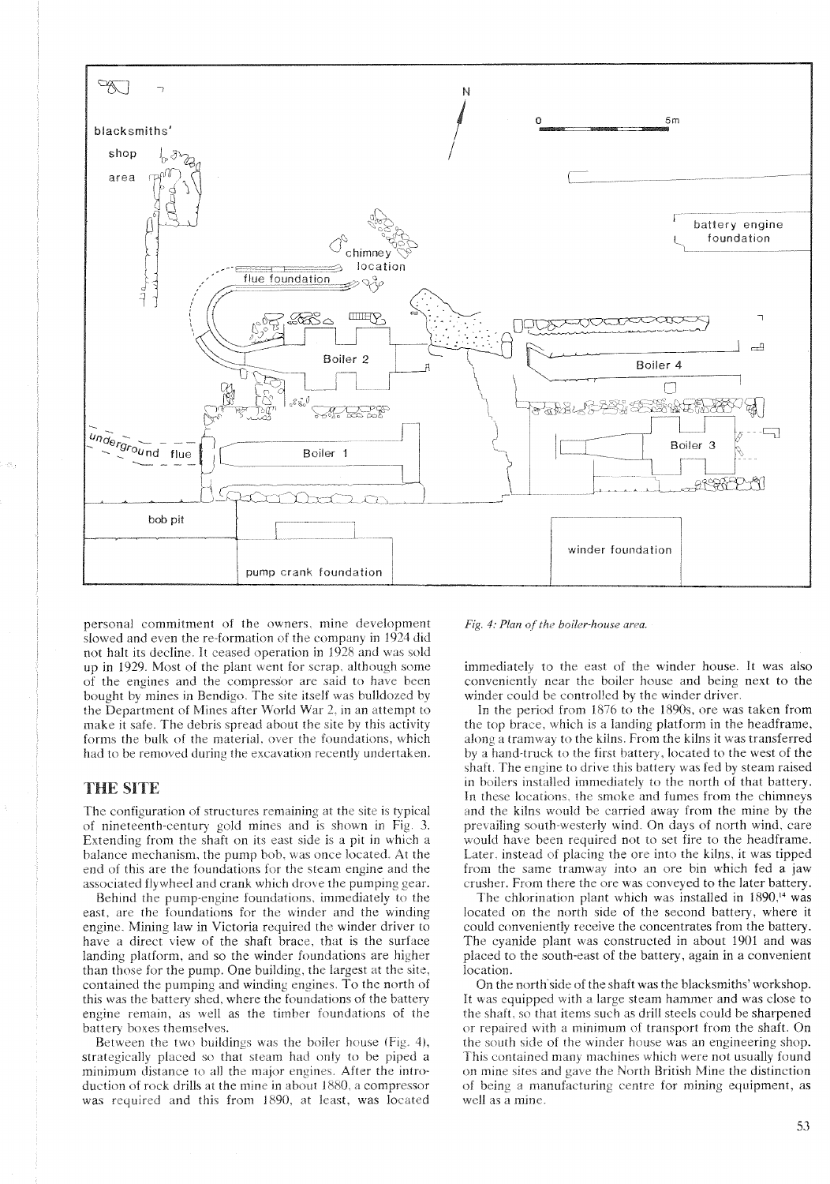personal commitment of the owners, mine development slowed and even the re-formation of the company in 1924 did not halt its decline. It ceased operation in 1928 and was sold up in 1929. Most of the plant went for scrap, although some of the engines and the compressor are said to have been bought by mines in Bendigo. The site itself was bulldozed by the Department of Mines after World War 2, in an attempt to make it safe. The debris spread about the site by this activity forms the bulk of the material, over the foundations, which had to be removed during the excavation recently undertaken.

## THE SITE

The configuration of structures remaining at the site is typical of nineteenth-century gold mines and is shown in Fig. 3. Extending from the shaft on its east side is a pit in which a balance mechanism, the pump bob, was once located. At the end of this are the foundations for the steam engine and the associated flywheel and crank which drove the pumping gear.

Behind the pump-engine foundations, immediately to the east, are the foundations for the winder and the winding engine. Mining law in Victoria required the winder driver to have a direct view of the shaft brace, that is the surface landing platform, and so the winder foundations are higher than those for the pump. One building, the largest at the site, contained the pumping and winding engines. To the north of this was the battery shed, where the foundations of the battery engine remain, as well as the timber foundations of the battery boxes themselves.

Between the two buildings was the boiler house (Fig. 4), strategically placed so that steam had only to be piped a minimum distance to all the major engines. After the introduction of rock drills at the mine in about 1880, a compressor was required and this from 1890, at least, was located

*Fig. 4: Plan of the boiler-house area.*

immediately to the east of the winder house. It was also conveniently near the boiler house and being next to the winder could be controlled by the winder driver.

In the period from 1876 to the 1890s, ore was taken from the top brace, which is a landing platform in the headframe, along a tramway to the kilns. From the kilns it was transferred by a hand-truck to the first battery, located to the west of the shaft. The engine to drive this battery was fed by steam raised in boilers installed immediately to the north of that battery. In these locations, the smoke and fumes from the chimneys and the kilns would be carried away from the mine by the prevailing south-westerly wind. On days of north wind, care would have been required not to set fire to the headframe. Later, instead of placing the ore into the kilns, it was tipped from the same tramway into an ore bin which fed a jaw crusher. From there the ore was conveyed to the later battery.

The chlorination plant which was installed in 1890,[14] was located on the north side of the second battery, where it could conveniently receive the concentrates from the battery. The cyanide plant was constructed in about 1901 and was placed to the south-east of the battery, again in a convenient location.

On the north side of the shaft was the blacksmiths' workshop. It was equipped with a large steam hammer and was close to the shaft, so that items such as drill steels could be sharpened or repaired with a minimum of transport from the shaft. On the south side of the winder house was an engineering shop. This contained many machines which were not usually found on mine sites and gave the North British Mine the distinction of being a manufacturing centre for mining equipment, as well as a mine.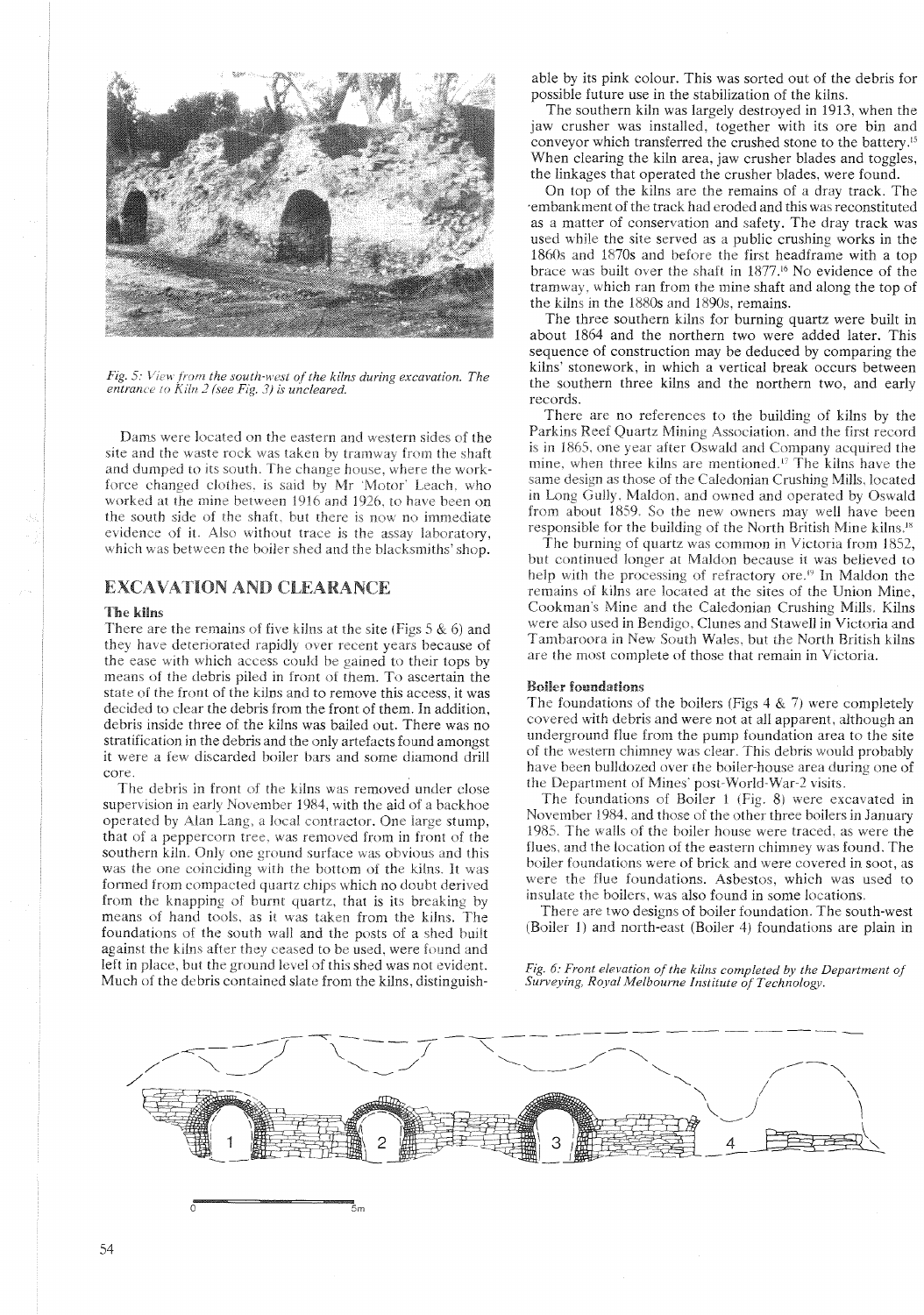*Fig. 5: View from the south-west of the kilns during excavation. The entrance to Kiln 2 (see Fig. 3) is uncleared.*

Dams were located on the eastern and western sides of the site and the waste rock was taken by tramway from the shaft and dumped to its south. The change house, where the workforce changed clothes, is said by Mr 'Motor' Leach, who worked at the mine between 1916 and 1926, to have been on the south side of the shaft, but there is now no immediate evidence of it. Also without trace is the assay laboratory, which was between the boiler shed and the blacksmiths' shop.

## EXCAVATION AND CLEARANCE

### The kilns

There are the remains of five kilns at the site (Figs 5 & 6) and they have deteriorated rapidly over recent years because of the ease with which access could be gained to their tops by means of the debris piled in front of them. To ascertain the state of the front of the kilns and to remove this access, it was decided to clear the debris from the front of them. In addition, debris inside three of the kilns was bailed out. There was no stratification in the debris and the only artefacts found amongst it were a few discarded boiler bars and some diamond drill core.

The debris in front of the kilns was removed under close supervision in early November 1984, with the aid of a backhoe operated by Alan Lang, a local contractor. One large stump, that of a peppercorn tree, was removed from in front of the southern kiln. Only one ground surface was obvious and this was the one coinciding with the bottom of the kilns. It was formed from compacted quartz chips which no doubt derived from the knapping of burnt quartz, that is its breaking by means of hand tools, as it was taken from the kilns. The foundations of the south wall and the posts of a shed built against the kilns after they ceased to be used, were found and left in place, but the ground level of this shed was not evident. Much of the debris contained slate from the kilns, distinguishable by its pink colour. This was sorted out of the debris for possible future use in the stabilization of the kilns.

The southern kiln was largely destroyed in 1913, when the jaw crusher was installed, together with its ore bin and conveyor which transferred the crushed stone to the battery.[15] When clearing the kiln area, jaw crusher blades and toggles, the linkages that operated the crusher blades, were found.

On top of the kilns are the remains of a dray track. The embankment of the track had eroded and this was reconstituted as a matter of conservation and safety. The dray track was used while the site served as a public crushing works in the 1860s and 1870s and before the first headframe with a top brace was built over the shaft in 1877.[16] No evidence of the tramway, which ran from the mine shaft and along the top of the kilns in the 1880s and 1890s, remains.

The three southern kilns for burning quartz were built in about 1864 and the northern two were added later. This sequence of construction may be deduced by comparing the kilns' stonework, in which a vertical break occurs between the southern three kilns and the northern two, and early records.

There are no references to the building of kilns by the Parkins Reef Quartz Mining Association, and the first record is in 1865, one year after Oswald and Company acquired the mine, when three kilns are mentioned.[17] The kilns have the same design as those of the Caledonian Crushing Mills, located in Long Gully, Maldon, and owned and operated by Oswald from about 1859. So the new owners may well have been responsible for the building of the North British Mine kilns.[18]

The burning of quartz was common in Victoria from 1852, but continued longer at Maldon because it was believed to help with the processing of refractory ore.[19] In Maldon the remains of kilns are located at the sites of the Union Mine, Cookman's Mine and the Caledonian Crushing Mills. Kilns were also used in Bendigo, Clunes and Stawell in Victoria and Tambaroora in New South Wales, but the North British kilns are the most complete of those that remain in Victoria.

### Boiler foundations

The foundations of the boilers (Figs 4 & 7) were completely covered with debris and were not at all apparent, although an underground flue from the pump foundation area to the site of the western chimney was clear. This debris would probably have been bulldozed over the boiler-house area during one of the Department of Mines' post-World-War-2 visits.

The foundations of Boiler 1 (Fig. 8) were excavated in November 1984, and those of the other three boilers in January 1985. The walls of the boiler house were traced, as were the flues, and the location of the eastern chimney was found. The boiler foundations were of brick and were covered in soot, as were the flue foundations. Asbestos, which was used to insulate the boilers, was also found in some locations.

There are two designs of boiler foundation. The south-west (Boiler 1) and north-east (Boiler 4) foundations are plain in

*Fig. 6: Front elevation of the kilns completed by the Department of Surveying, Royal Melbourne Institute of Technology.*

1 2 3 4

0 5m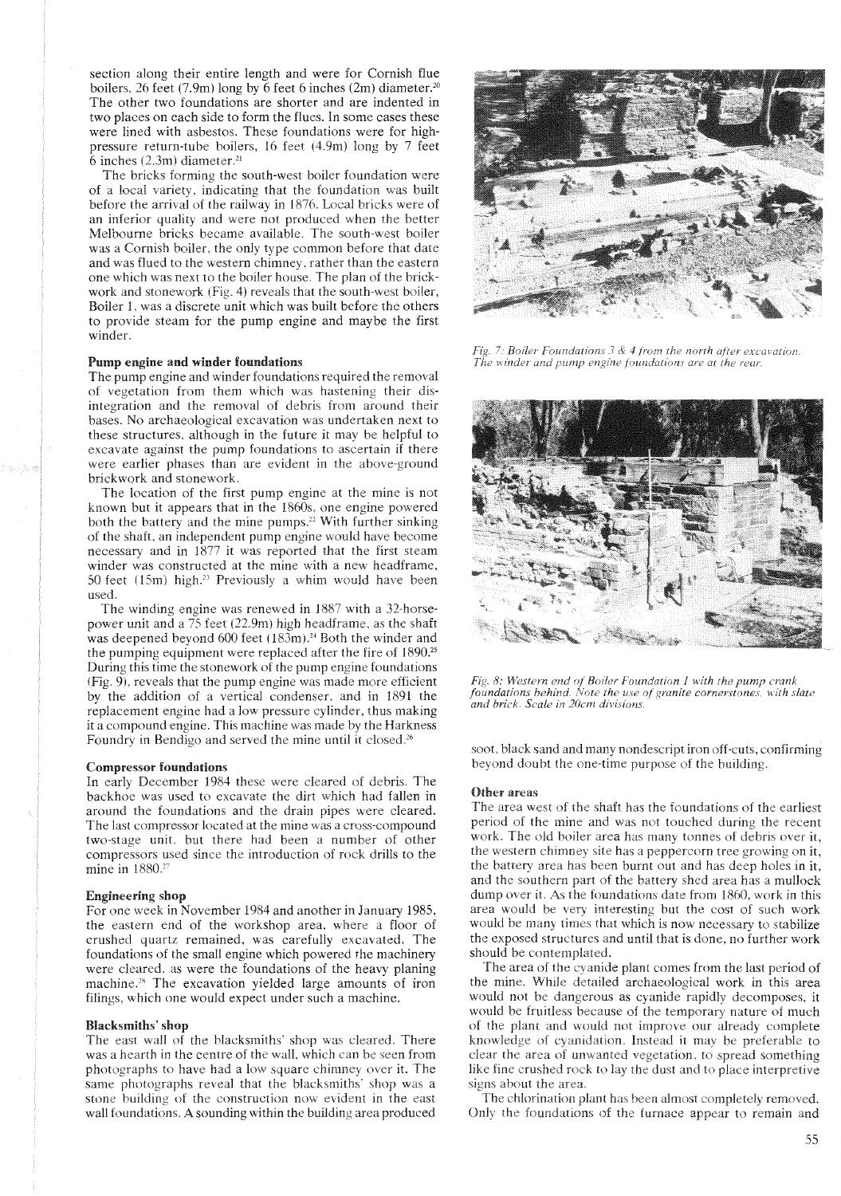section along their entire length and were for Cornish flue boilers, 26 feet (7.9m) long by 6 feet 6 inches (2m) diameter.[20] The other two foundations are shorter and are indented in two places on each side to form the flues. In some cases these were lined with asbestos. These foundations were for high-pressure return-tube boilers, 16 feet (4.9m) long by 7 feet 6 inches (2.3m) diameter.[21]

The bricks forming the south-west boiler foundation were of a local variety, indicating that the foundation was built before the arrival of the railway in 1876. Local bricks were of an inferior quality and were not produced when the better Melbourne bricks became available. The south-west boiler was a Cornish boiler, the only type common before that date and was flued to the western chimney, rather than the eastern one which was next to the boiler house. The plan of the brick-work and stonework (Fig. 4) reveals that the south-west boiler, Boiler 1, was a discrete unit which was built before the others to provide steam for the pump engine and maybe the first winder.

### Pump engine and winder foundations

The pump engine and winder foundations required the removal of vegetation from them which was hastening their disintegration and the removal of debris from around their bases. No archaeological excavation was undertaken next to these structures, although in the future it may be helpful to excavate against the pump foundations to ascertain if there were earlier phases than are evident in the above-ground brickwork and stonework.

The location of the first pump engine at the mine is not known but it appears that in the 1860s, one engine powered both the battery and the mine pumps.[22] With further sinking of the shaft, an independent pump engine would have become necessary and in 1877 it was reported that the first steam winder was constructed at the mine with a new headframe, 50 feet (15m) high.[23] Previously a whim would have been used.

The winding engine was renewed in 1887 with a 32-horse-power unit and a 75 feet (22.9m) high headframe, as the shaft was deepened beyond 600 feet (183m).[24] Both the winder and the pumping equipment were replaced after the fire of 1890.[25] During this time the stonework of the pump engine foundations (Fig. 9), reveals that the pump engine was made more efficient by the addition of a vertical condenser, and in 1891 the replacement engine had a low pressure cylinder, thus making it a compound engine. This machine was made by the Harkness Foundry in Bendigo and served the mine until it closed.[26]

### Compressor foundations

In early December 1984 these were cleared of debris. The backhoe was used to excavate the dirt which had fallen in around the foundations and the drain pipes were cleared. The last compressor located at the mine was a cross-compound two-stage unit, but there had been a number of other compressors used since the introduction of rock drills to the mine in 1880.[27]

### Engineering shop

For one week in November 1984 and another in January 1985, the eastern end of the workshop area, where a floor of crushed quartz remained, was carefully excavated. The foundations of the small engine which powered the machinery were cleared, as were the foundations of the heavy planing machine.[28] The excavation yielded large amounts of iron filings, which one would expect under such a machine.

### Blacksmiths' shop

The east wall of the blacksmiths' shop was cleared. There was a hearth in the centre of the wall, which can be seen from photographs to have had a low square chimney over it. The same photographs reveal that the blacksmiths' shop was a stone building of the construction now evident in the east wall foundations. A sounding within the building area produced soot, black sand and many nondescript iron off-cuts, confirming beyond doubt the one-time purpose of the building.

*Fig. 7: Boiler Foundations 3 & 4 from the north after excavation. The winder and pump engine foundations are at the rear.*

*Fig. 8: Western end of Boiler Foundation 1 with the pump crank foundations behind. Note the use of granite cornerstones, with slate and brick. Scale in 20cm divisions.*

### Other areas

The area west of the shaft has the foundations of the earliest period of the mine and was not touched during the recent work. The old boiler area has many tonnes of debris over it, the western chimney site has a peppercorn tree growing on it, the battery area has been burnt out and has deep holes in it, and the southern part of the battery shed area has a mullock dump over it. As the foundations date from 1860, work in this area would be very interesting but the cost of such work would be many times that which is now necessary to stabilize the exposed structures and until that is done, no further work should be contemplated.

The area of the cyanide plant comes from the last period of the mine. While detailed archaeological work in this area would not be dangerous as cyanide rapidly decomposes, it would be fruitless because of the temporary nature of much of the plant and would not improve our already complete knowledge of cyanidation. Instead it may be preferable to clear the area of unwanted vegetation, to spread something like fine crushed rock to lay the dust and to place interpretive signs about the area.

The chlorination plant has been almost completely removed. Only the foundations of the furnace appear to remain and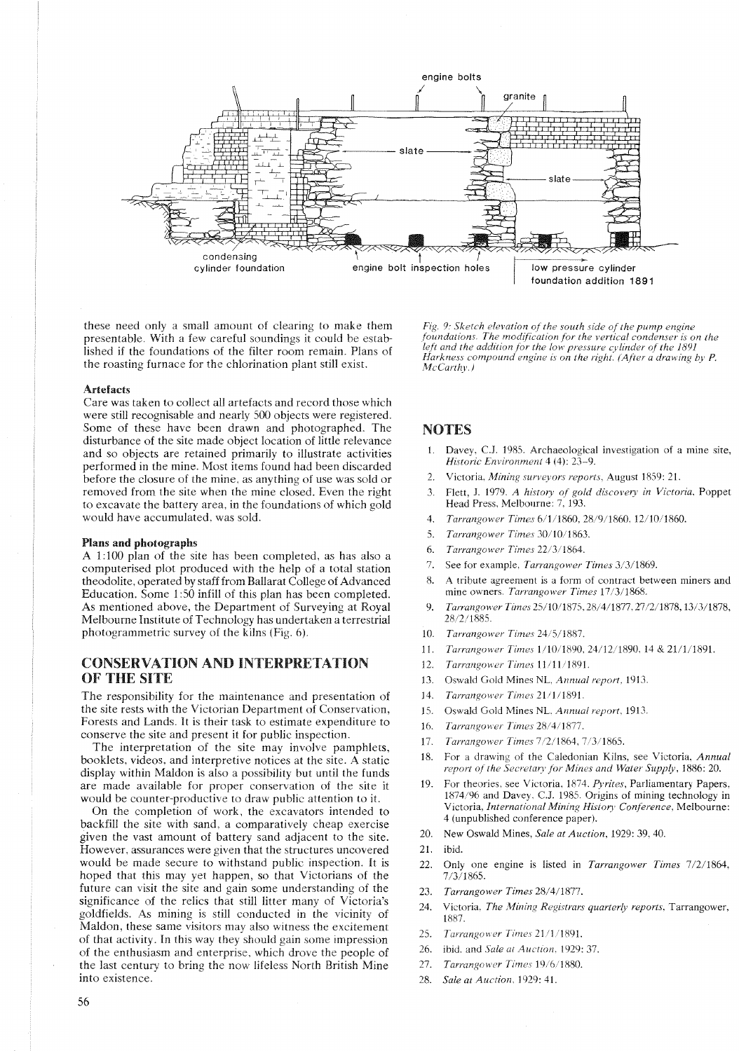engine bolts

granite

slate

slate

condensing cylinder foundation

engine bolt inspection holes

low pressure cylinder foundation addition 1891

*Fig. 9: Sketch elevation of the south side of the pump engine foundations. The modification for the vertical condenser is on the left and the addition for the low pressure cylinder of the 1891 Harkness compound engine is on the right. (After a drawing by P. McCarthy.)*

these need only a small amount of clearing to make them presentable. With a few careful soundings it could be established if the foundations of the filter room remain. Plans of the roasting furnace for the chlorination plant still exist.

#### Artefacts

Care was taken to collect all artefacts and record those which were still recognisable and nearly 500 objects were registered. Some of these have been drawn and photographed. The disturbance of the site made object location of little relevance and so objects are retained primarily to illustrate activities performed in the mine. Most items found had been discarded before the closure of the mine, as anything of use was sold or removed from the site when the mine closed. Even the right to excavate the battery area, in the foundations of which gold would have accumulated, was sold.

#### Plans and photographs

A 1:100 plan of the site has been completed, as has also a computerised plot produced with the help of a total station theodolite, operated by staff from Ballarat College of Advanced Education. Some 1:50 infill of this plan has been completed. As mentioned above, the Department of Surveying at Royal Melbourne Institute of Technology has undertaken a terrestrial photogrammetric survey of the kilns (Fig. 6).

## CONSERVATION AND INTERPRETATION OF THE SITE

The responsibility for the maintenance and presentation of the site rests with the Victorian Department of Conservation, Forests and Lands. It is their task to estimate expenditure to conserve the site and present it for public inspection.

The interpretation of the site may involve pamphlets, booklets, videos, and interpretive notices at the site. A static display within Maldon is also a possibility but until the funds are made available for proper conservation of the site it would be counter-productive to draw public attention to it.

On the completion of work, the excavators intended to backfill the site with sand, a comparatively cheap exercise given the vast amount of battery sand adjacent to the site. However, assurances were given that the structures uncovered would be made secure to withstand public inspection. It is hoped that this may yet happen, so that Victorians of the future can visit the site and gain some understanding of the significance of the relics that still litter many of Victoria's goldfields. As mining is still conducted in the vicinity of Maldon, these same visitors may also witness the excitement of that activity. In this way they should gain some impression of the enthusiasm and enterprise, which drove the people of the last century to bring the now lifeless North British Mine into existence.

## NOTES

1. Davey, C.J. 1985. Archaeological investigation of a mine site, *Historic Environment* 4 (4): 23–9.
2. Victoria, *Mining surveyors reports*, August 1859: 21.
3. Flett, J. 1979. *A history of gold discovery in Victoria*, Poppet Head Press, Melbourne: 7, 193.
4. *Tarrangower Times* 6/1/1860, 28/9/1860, 12/10/1860.
5. *Tarrangower Times* 30/10/1863.
6. *Tarrangower Times* 22/3/1864.
7. See for example, *Tarrangower Times* 3/3/1869.
8. A tribute agreement is a form of contract between miners and mine owners. *Tarrangower Times* 17/3/1868.
9. *Tarrangower Times* 25/10/1875, 28/4/1877, 27/2/1878, 13/3/1878, 28/2/1885.
10. *Tarrangower Times* 24/5/1887.
11. *Tarrangower Times* 1/10/1890, 24/12/1890, 14 & 21/1/1891.
12. *Tarrangower Times* 11/11/1891.
13. Oswald Gold Mines NL, *Annual report*, 1913.
14. *Tarrangower Times* 21/1/1891.
15. Oswald Gold Mines NL, *Annual report*, 1913.
16. *Tarrangower Times* 28/4/1877.
17. *Tarrangower Times* 7/2/1864, 7/3/1865.
18. For a drawing of the Caledonian Kilns, see Victoria, *Annual report of the Secretary for Mines and Water Supply*, 1886: 20.
19. For theories, see Victoria, 1874. *Pyrites*, Parliamentary Papers, 1874/96 and Davey, C.J. 1985. Origins of mining technology in Victoria, *International Mining History Conference*, Melbourne: 4 (unpublished conference paper).
20. New Oswald Mines, *Sale at Auction*, 1929: 39, 40.
21. ibid.
22. Only one engine is listed in *Tarrangower Times* 7/2/1864, 7/3/1865.
23. *Tarrangower Times* 28/4/1877.
24. Victoria, *The Mining Registrars quarterly reports*, Tarrangower, 1887.
25. *Tarrangower Times* 21/1/1891.
26. ibid. and *Sale at Auction*, 1929: 37.
27. *Tarrangower Times* 19/6/1880.
28. *Sale at Auction*, 1929: 41.